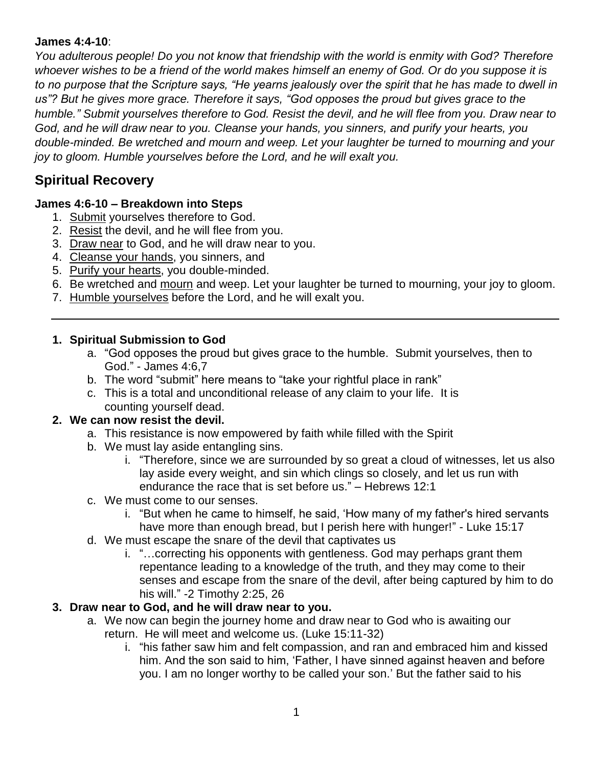**James 4:4-10**:

*You adulterous people! Do you not know that friendship with the world is enmity with God? Therefore whoever wishes to be a friend of the world makes himself an enemy of God. Or do you suppose it is to no purpose that the Scripture says, "He yearns jealously over the spirit that he has made to dwell in us"? But he gives more grace. Therefore it says, "God opposes the proud but gives grace to the humble." Submit yourselves therefore to God. Resist the devil, and he will flee from you. Draw near to God, and he will draw near to you. Cleanse your hands, you sinners, and purify your hearts, you double-minded. Be wretched and mourn and weep. Let your laughter be turned to mourning and your joy to gloom. Humble yourselves before the Lord, and he will exalt you.*

## Spiritual Recovery

**James 4:6-10 – Breakdown into Steps**

1. <u>Submit</u> yourselves therefore to God.
2. <u>Resist</u> the devil, and he will flee from you.
3. <u>Draw near</u> to God, and he will draw near to you.
4. <u>Cleanse your hands</u>, you sinners, and
5. <u>Purify your hearts</u>, you double-minded.
6. Be wretched and <u>mourn</u> and weep. Let your laughter be turned to mourning, your joy to gloom.
7. <u>Humble yourselves</u> before the Lord, and he will exalt you.

---

1. **Spiritual Submission to God**
   a. "God opposes the proud but gives grace to the humble. Submit yourselves, then to God." - James 4:6,7
   b. The word "submit" here means to "take your rightful place in rank"
   c. This is a total and unconditional release of any claim to your life. It is counting yourself dead.
2. **We can now resist the devil.**
   a. This resistance is now empowered by faith while filled with the Spirit
   b. We must lay aside entangling sins.
      i. "Therefore, since we are surrounded by so great a cloud of witnesses, let us also lay aside every weight, and sin which clings so closely, and let us run with endurance the race that is set before us." – Hebrews 12:1
   c. We must come to our senses.
      i. "But when he came to himself, he said, 'How many of my father's hired servants have more than enough bread, but I perish here with hunger!" - Luke 15:17
   d. We must escape the snare of the devil that captivates us
      i. "…correcting his opponents with gentleness. God may perhaps grant them repentance leading to a knowledge of the truth, and they may come to their senses and escape from the snare of the devil, after being captured by him to do his will." -2 Timothy 2:25, 26
3. **Draw near to God, and he will draw near to you.**
   a. We now can begin the journey home and draw near to God who is awaiting our return. He will meet and welcome us. (Luke 15:11-32)
      i. "his father saw him and felt compassion, and ran and embraced him and kissed him. And the son said to him, 'Father, I have sinned against heaven and before you. I am no longer worthy to be called your son.' But the father said to his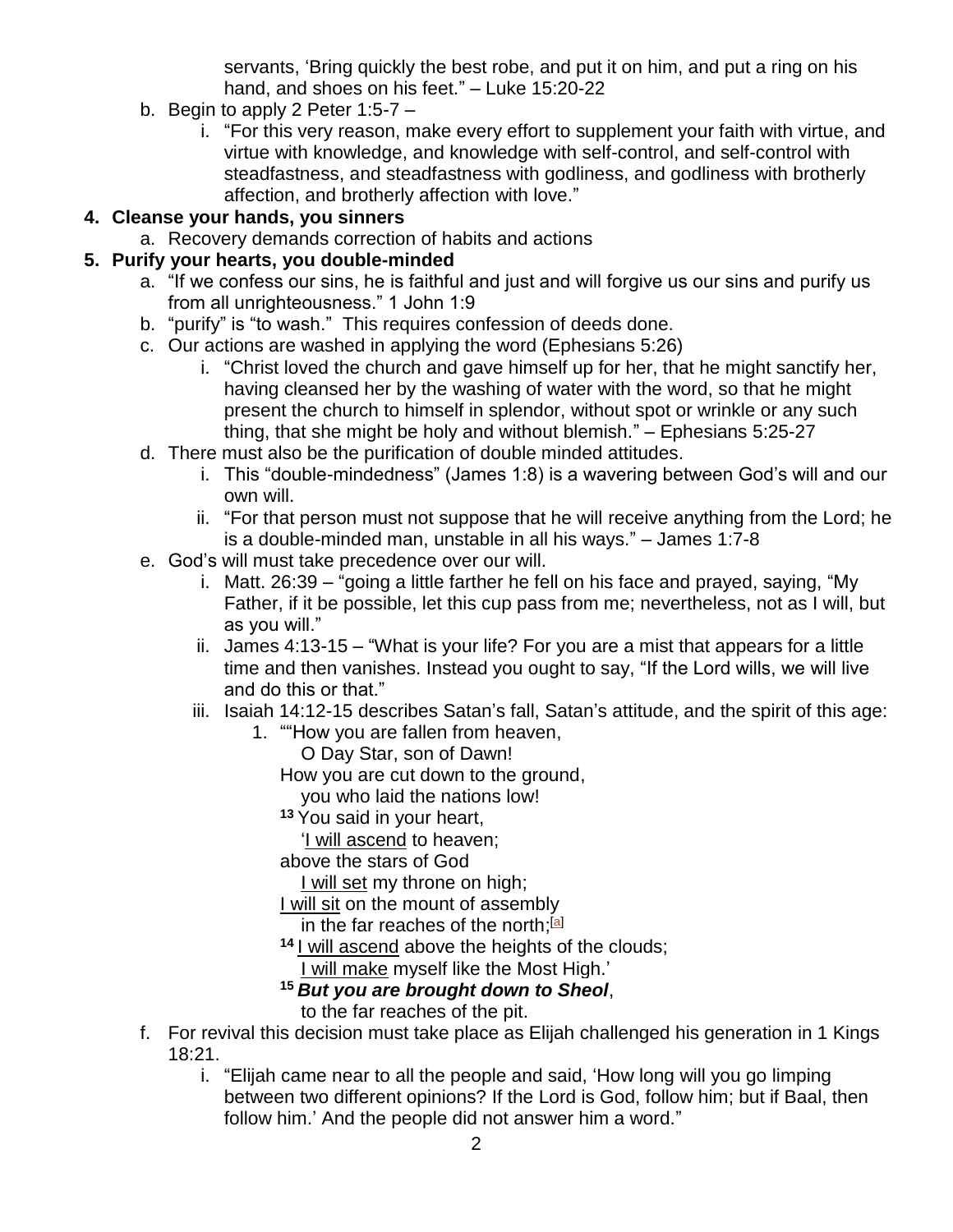servants, ‘Bring quickly the best robe, and put it on him, and put a ring on his hand, and shoes on his feet.” – Luke 15:20-22

b. Begin to apply 2 Peter 1:5-7 –
    i. “For this very reason, make every effort to supplement your faith with virtue, and virtue with knowledge, and knowledge with self-control, and self-control with steadfastness, and steadfastness with godliness, and godliness with brotherly affection, and brotherly affection with love.”

**4. Cleanse your hands, you sinners**

a. Recovery demands correction of habits and actions

**5. Purify your hearts, you double-minded**

a. “If we confess our sins, he is faithful and just and will forgive us our sins and purify us from all unrighteousness.” 1 John 1:9

b. “purify” is “to wash.” This requires confession of deeds done.

c. Our actions are washed in applying the word (Ephesians 5:26)
    i. “Christ loved the church and gave himself up for her, that he might sanctify her, having cleansed her by the washing of water with the word, so that he might present the church to himself in splendor, without spot or wrinkle or any such thing, that she might be holy and without blemish.” – Ephesians 5:25-27

d. There must also be the purification of double minded attitudes.
    i. This “double-mindedness” (James 1:8) is a wavering between God’s will and our own will.
    ii. “For that person must not suppose that he will receive anything from the Lord; he is a double-minded man, unstable in all his ways.” – James 1:7-8

e. God’s will must take precedence over our will.
    i. Matt. 26:39 – “going a little farther he fell on his face and prayed, saying, “My Father, if it be possible, let this cup pass from me; nevertheless, not as I will, but as you will.”
    ii. James 4:13-15 – “What is your life? For you are a mist that appears for a little time and then vanishes. Instead you ought to say, “If the Lord wills, we will live and do this or that.”
    iii. Isaiah 14:12-15 describes Satan’s fall, Satan’s attitude, and the spirit of this age:
        1. ““How you are fallen from heaven,
           O Day Star, son of Dawn!
           How you are cut down to the ground,
           you who laid the nations low!
           13 You said in your heart,
           ‘<u>I will ascend</u> to heaven;
           above the stars of God
           <u>I will set</u> my throne on high;
           <u>I will sit</u> on the mount of assembly
           in the far reaches of the north;[a]
           14 <u>I will ascend</u> above the heights of the clouds;
           <u>I will make</u> myself like the Most High.’
           15 ***But you are brought down to Sheol***,
           to the far reaches of the pit.

f. For revival this decision must take place as Elijah challenged his generation in 1 Kings 18:21.
    i. “Elijah came near to all the people and said, ‘How long will you go limping between two different opinions? If the Lord is God, follow him; but if Baal, then follow him.’ And the people did not answer him a word.”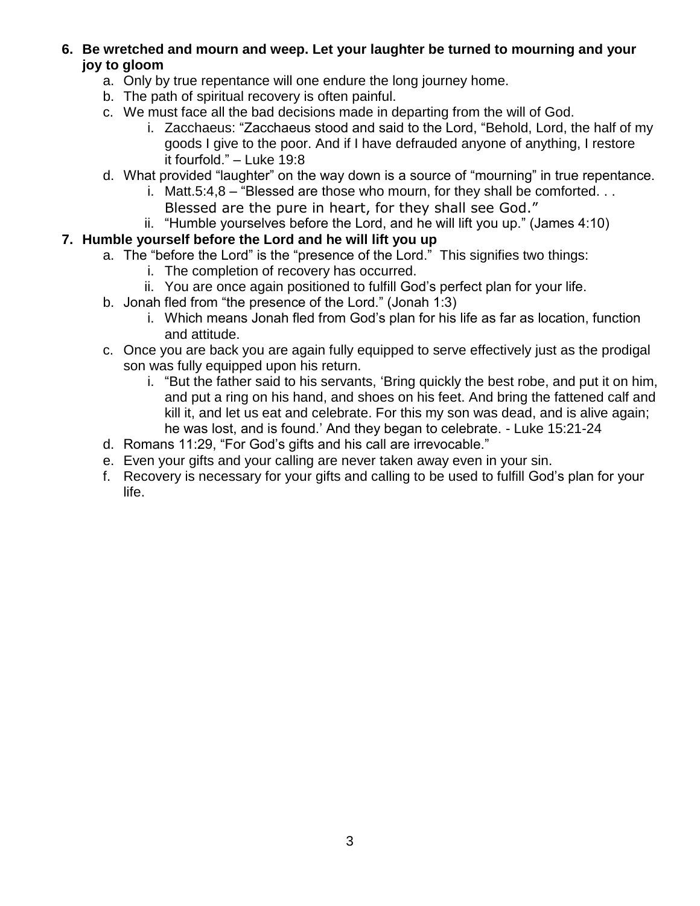6. **Be wretched and mourn and weep. Let your laughter be turned to mourning and your joy to gloom**
    a. Only by true repentance will one endure the long journey home.
    b. The path of spiritual recovery is often painful.
    c. We must face all the bad decisions made in departing from the will of God.
        i. Zacchaeus: “Zacchaeus stood and said to the Lord, “Behold, Lord, the half of my goods I give to the poor. And if I have defrauded anyone of anything, I restore it fourfold.” – Luke 19:8
    d. What provided “laughter” on the way down is a source of “mourning” in true repentance.
        i. Matt.5:4,8 – “Blessed are those who mourn, for they shall be comforted. . . Blessed are the pure in heart, for they shall see God.”
        ii. “Humble yourselves before the Lord, and he will lift you up.” (James 4:10)
7. **Humble yourself before the Lord and he will lift you up**
    a. The “before the Lord” is the “presence of the Lord.” This signifies two things:
        i. The completion of recovery has occurred.
        ii. You are once again positioned to fulfill God’s perfect plan for your life.
    b. Jonah fled from “the presence of the Lord.” (Jonah 1:3)
        i. Which means Jonah fled from God’s plan for his life as far as location, function and attitude.
    c. Once you are back you are again fully equipped to serve effectively just as the prodigal son was fully equipped upon his return.
        i. “But the father said to his servants, ‘Bring quickly the best robe, and put it on him, and put a ring on his hand, and shoes on his feet. And bring the fattened calf and kill it, and let us eat and celebrate. For this my son was dead, and is alive again; he was lost, and is found.’ And they began to celebrate. - Luke 15:21-24
    d. Romans 11:29, “For God’s gifts and his call are irrevocable.”
    e. Even your gifts and your calling are never taken away even in your sin.
    f. Recovery is necessary for your gifts and calling to be used to fulfill God’s plan for your life.